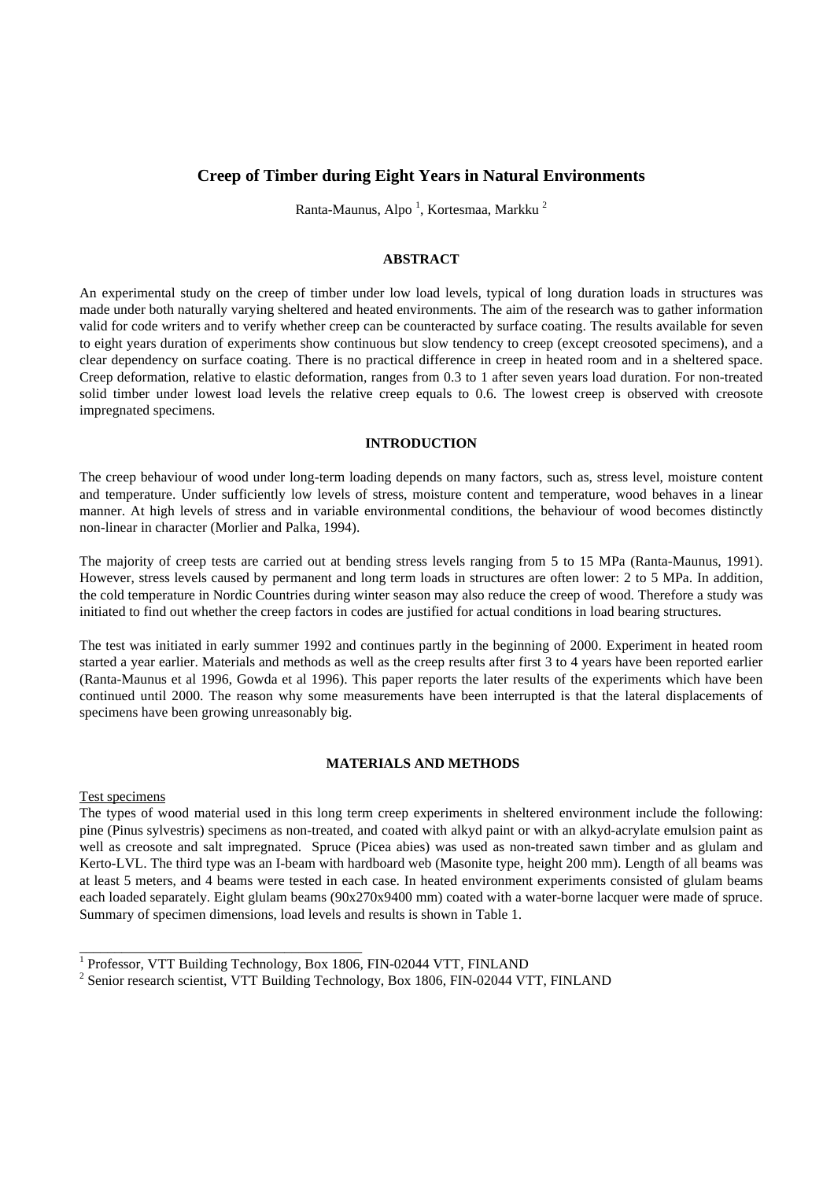# Creep of Timber during Eight Years in Natural Environments

Ranta-Maunus, Alpo [1], Kortesmaa, Markku [2]

## ABSTRACT

An experimental study on the creep of timber under low load levels, typical of long duration loads in structures was made under both naturally varying sheltered and heated environments. The aim of the research was to gather information valid for code writers and to verify whether creep can be counteracted by surface coating. The results available for seven to eight years duration of experiments show continuous but slow tendency to creep (except creosoted specimens), and a clear dependency on surface coating. There is no practical difference in creep in heated room and in a sheltered space. Creep deformation, relative to elastic deformation, ranges from 0.3 to 1 after seven years load duration. For non-treated solid timber under lowest load levels the relative creep equals to 0.6. The lowest creep is observed with creosote impregnated specimens.

## INTRODUCTION

The creep behaviour of wood under long-term loading depends on many factors, such as, stress level, moisture content and temperature. Under sufficiently low levels of stress, moisture content and temperature, wood behaves in a linear manner. At high levels of stress and in variable environmental conditions, the behaviour of wood becomes distinctly non-linear in character (Morlier and Palka, 1994).

The majority of creep tests are carried out at bending stress levels ranging from 5 to 15 MPa (Ranta-Maunus, 1991). However, stress levels caused by permanent and long term loads in structures are often lower: 2 to 5 MPa. In addition, the cold temperature in Nordic Countries during winter season may also reduce the creep of wood. Therefore a study was initiated to find out whether the creep factors in codes are justified for actual conditions in load bearing structures.

The test was initiated in early summer 1992 and continues partly in the beginning of 2000. Experiment in heated room started a year earlier. Materials and methods as well as the creep results after first 3 to 4 years have been reported earlier (Ranta-Maunus et al 1996, Gowda et al 1996). This paper reports the later results of the experiments which have been continued until 2000. The reason why some measurements have been interrupted is that the lateral displacements of specimens have been growing unreasonably big.

## MATERIALS AND METHODS

Test specimens

The types of wood material used in this long term creep experiments in sheltered environment include the following: pine (Pinus sylvestris) specimens as non-treated, and coated with alkyd paint or with an alkyd-acrylate emulsion paint as well as creosote and salt impregnated. Spruce (Picea abies) was used as non-treated sawn timber and as glulam and Kerto-LVL. The third type was an I-beam with hardboard web (Masonite type, height 200 mm). Length of all beams was at least 5 meters, and 4 beams were tested in each case. In heated environment experiments consisted of glulam beams each loaded separately. Eight glulam beams (90x270x9400 mm) coated with a water-borne lacquer were made of spruce. Summary of specimen dimensions, load levels and results is shown in Table 1.

---

[1] Professor, VTT Building Technology, Box 1806, FIN-02044 VTT, FINLAND

[2] Senior research scientist, VTT Building Technology, Box 1806, FIN-02044 VTT, FINLAND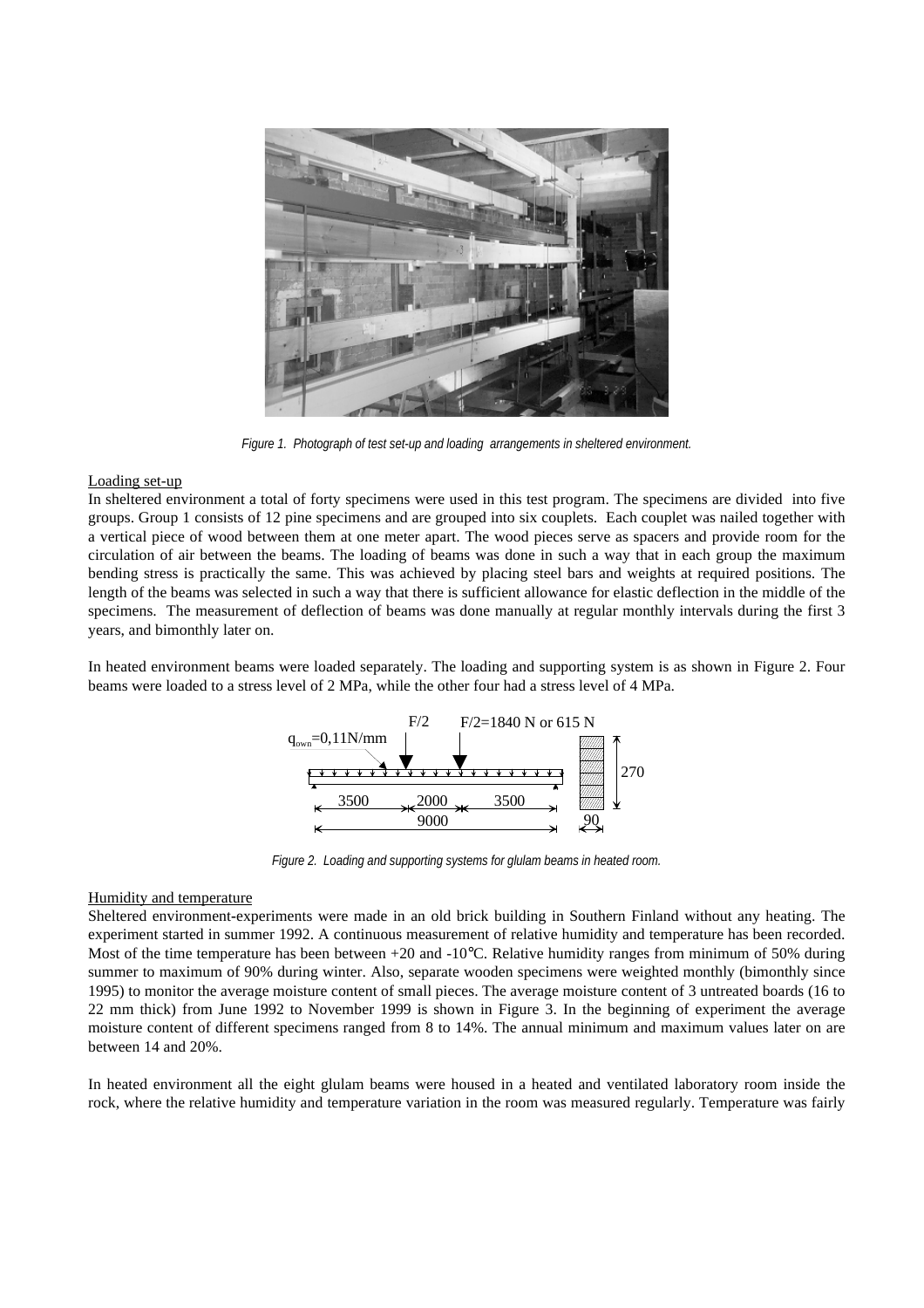Figure 1. Photograph of test set-up and loading arrangements in sheltered environment.

Loading set-up

In sheltered environment a total of forty specimens were used in this test program. The specimens are divided into five groups. Group 1 consists of 12 pine specimens and are grouped into six couplets. Each couplet was nailed together with a vertical piece of wood between them at one meter apart. The wood pieces serve as spacers and provide room for the circulation of air between the beams. The loading of beams was done in such a way that in each group the maximum bending stress is practically the same. This was achieved by placing steel bars and weights at required positions. The length of the beams was selected in such a way that there is sufficient allowance for elastic deflection in the middle of the specimens. The measurement of deflection of beams was done manually at regular monthly intervals during the first 3 years, and bimonthly later on.

In heated environment beams were loaded separately. The loading and supporting system is as shown in Figure 2. Four beams were loaded to a stress level of 2 MPa, while the other four had a stress level of 4 MPa.

Figure 2. Loading and supporting systems for glulam beams in heated room.

Humidity and temperature

Sheltered environment-experiments were made in an old brick building in Southern Finland without any heating. The experiment started in summer 1992. A continuous measurement of relative humidity and temperature has been recorded. Most of the time temperature has been between +20 and -10°C. Relative humidity ranges from minimum of 50% during summer to maximum of 90% during winter. Also, separate wooden specimens were weighted monthly (bimonthly since 1995) to monitor the average moisture content of small pieces. The average moisture content of 3 untreated boards (16 to 22 mm thick) from June 1992 to November 1999 is shown in Figure 3. In the beginning of experiment the average moisture content of different specimens ranged from 8 to 14%. The annual minimum and maximum values later on are between 14 and 20%.

In heated environment all the eight glulam beams were housed in a heated and ventilated laboratory room inside the rock, where the relative humidity and temperature variation in the room was measured regularly. Temperature was fairly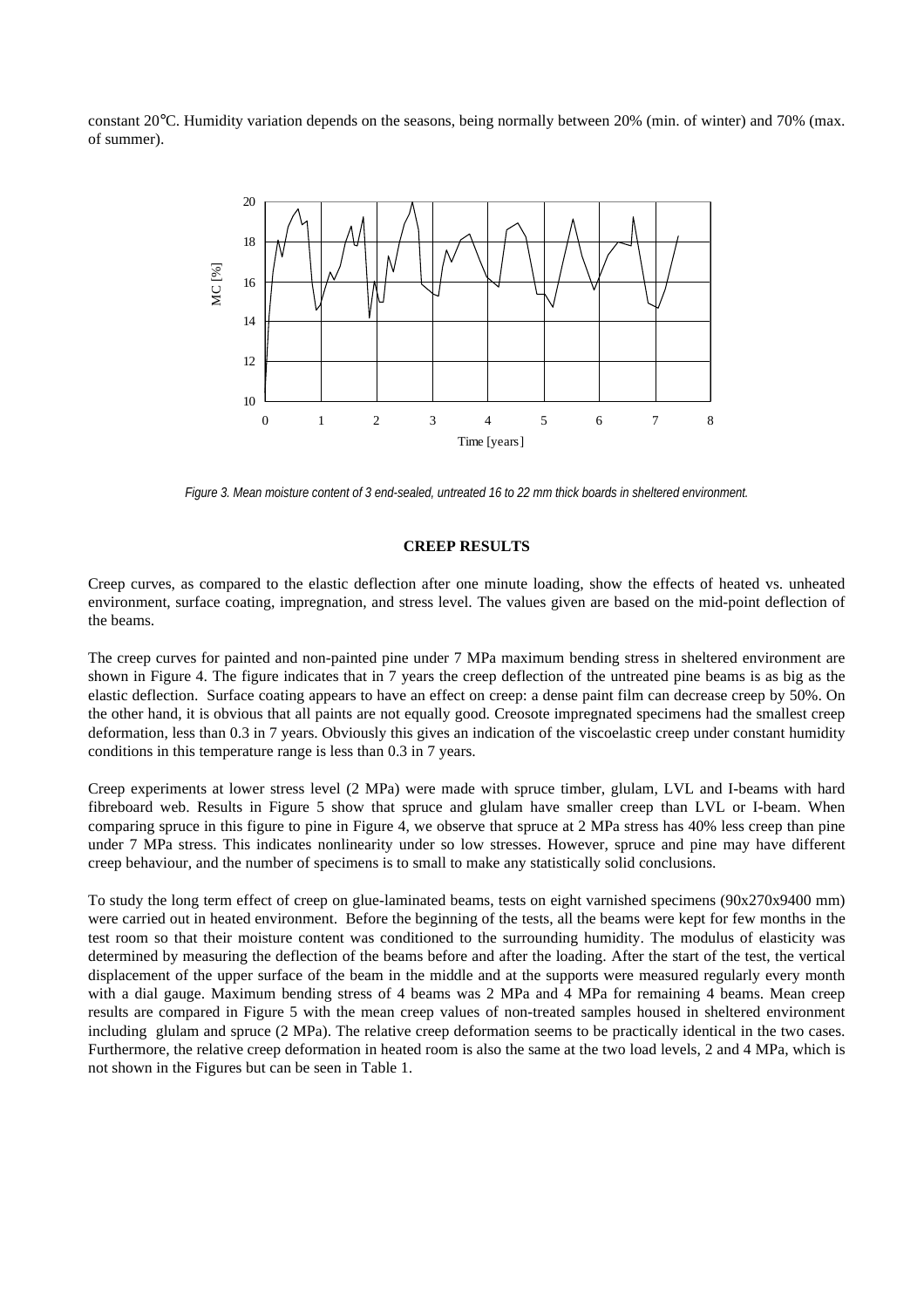constant 20°C. Humidity variation depends on the seasons, being normally between 20% (min. of winter) and 70% (max. of summer).

*Figure 3. Mean moisture content of 3 end-sealed, untreated 16 to 22 mm thick boards in sheltered environment.*

## CREEP RESULTS

Creep curves, as compared to the elastic deflection after one minute loading, show the effects of heated vs. unheated environment, surface coating, impregnation, and stress level. The values given are based on the mid-point deflection of the beams.

The creep curves for painted and non-painted pine under 7 MPa maximum bending stress in sheltered environment are shown in Figure 4. The figure indicates that in 7 years the creep deflection of the untreated pine beams is as big as the elastic deflection. Surface coating appears to have an effect on creep: a dense paint film can decrease creep by 50%. On the other hand, it is obvious that all paints are not equally good. Creosote impregnated specimens had the smallest creep deformation, less than 0.3 in 7 years. Obviously this gives an indication of the viscoelastic creep under constant humidity conditions in this temperature range is less than 0.3 in 7 years.

Creep experiments at lower stress level (2 MPa) were made with spruce timber, glulam, LVL and I-beams with hard fibreboard web. Results in Figure 5 show that spruce and glulam have smaller creep than LVL or I-beam. When comparing spruce in this figure to pine in Figure 4, we observe that spruce at 2 MPa stress has 40% less creep than pine under 7 MPa stress. This indicates nonlinearity under so low stresses. However, spruce and pine may have different creep behaviour, and the number of specimens is to small to make any statistically solid conclusions.

To study the long term effect of creep on glue-laminated beams, tests on eight varnished specimens (90x270x9400 mm) were carried out in heated environment. Before the beginning of the tests, all the beams were kept for few months in the test room so that their moisture content was conditioned to the surrounding humidity. The modulus of elasticity was determined by measuring the deflection of the beams before and after the loading. After the start of the test, the vertical displacement of the upper surface of the beam in the middle and at the supports were measured regularly every month with a dial gauge. Maximum bending stress of 4 beams was 2 MPa and 4 MPa for remaining 4 beams. Mean creep results are compared in Figure 5 with the mean creep values of non-treated samples housed in sheltered environment including glulam and spruce (2 MPa). The relative creep deformation seems to be practically identical in the two cases. Furthermore, the relative creep deformation in heated room is also the same at the two load levels, 2 and 4 MPa, which is not shown in the Figures but can be seen in Table 1.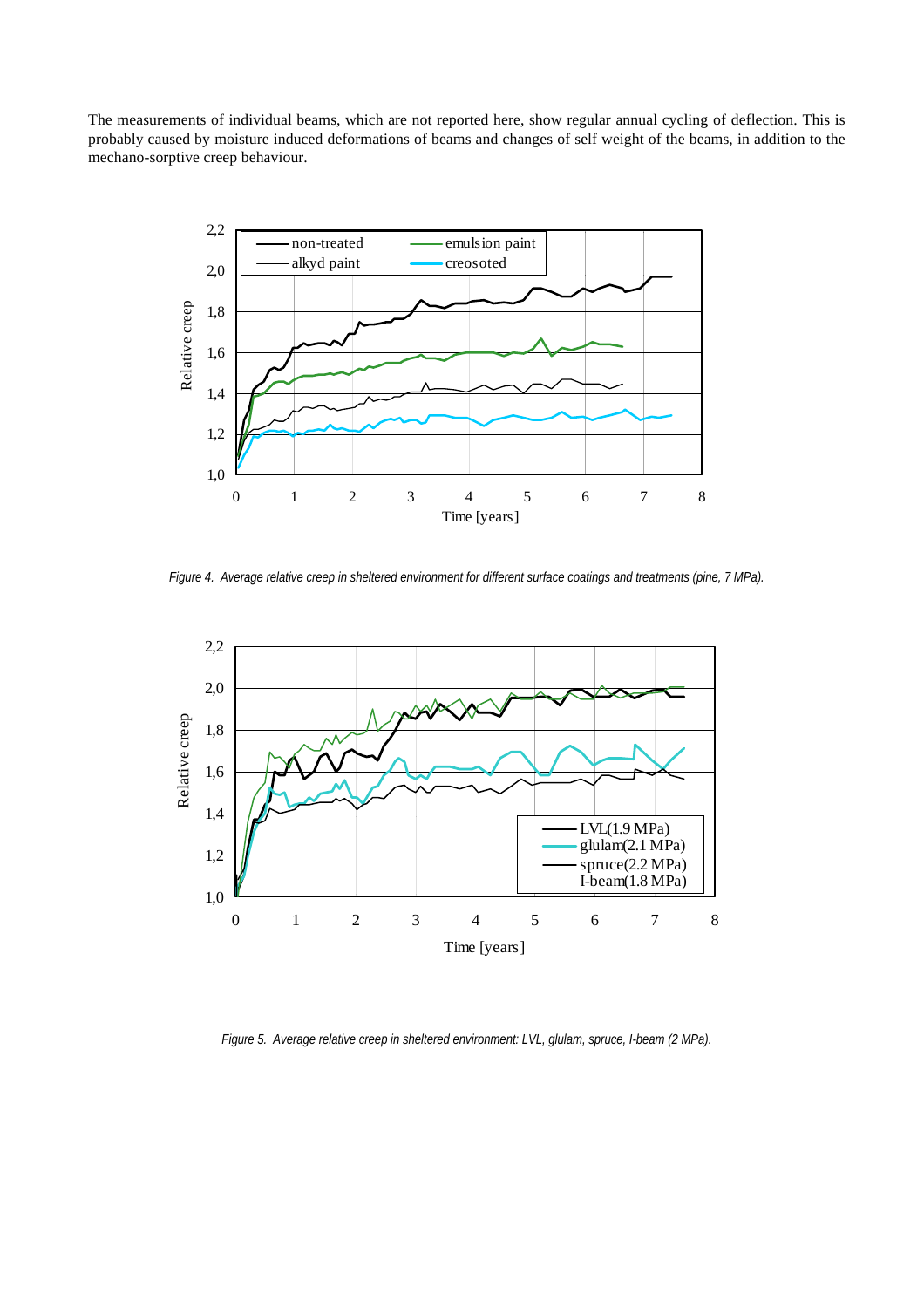The measurements of individual beams, which are not reported here, show regular annual cycling of deflection. This is probably caused by moisture induced deformations of beams and changes of self weight of the beams, in addition to the mechano-sorptive creep behaviour.

*Figure 4. Average relative creep in sheltered environment for different surface coatings and treatments (pine, 7 MPa).*

*Figure 5. Average relative creep in sheltered environment: LVL, glulam, spruce, I-beam (2 MPa).*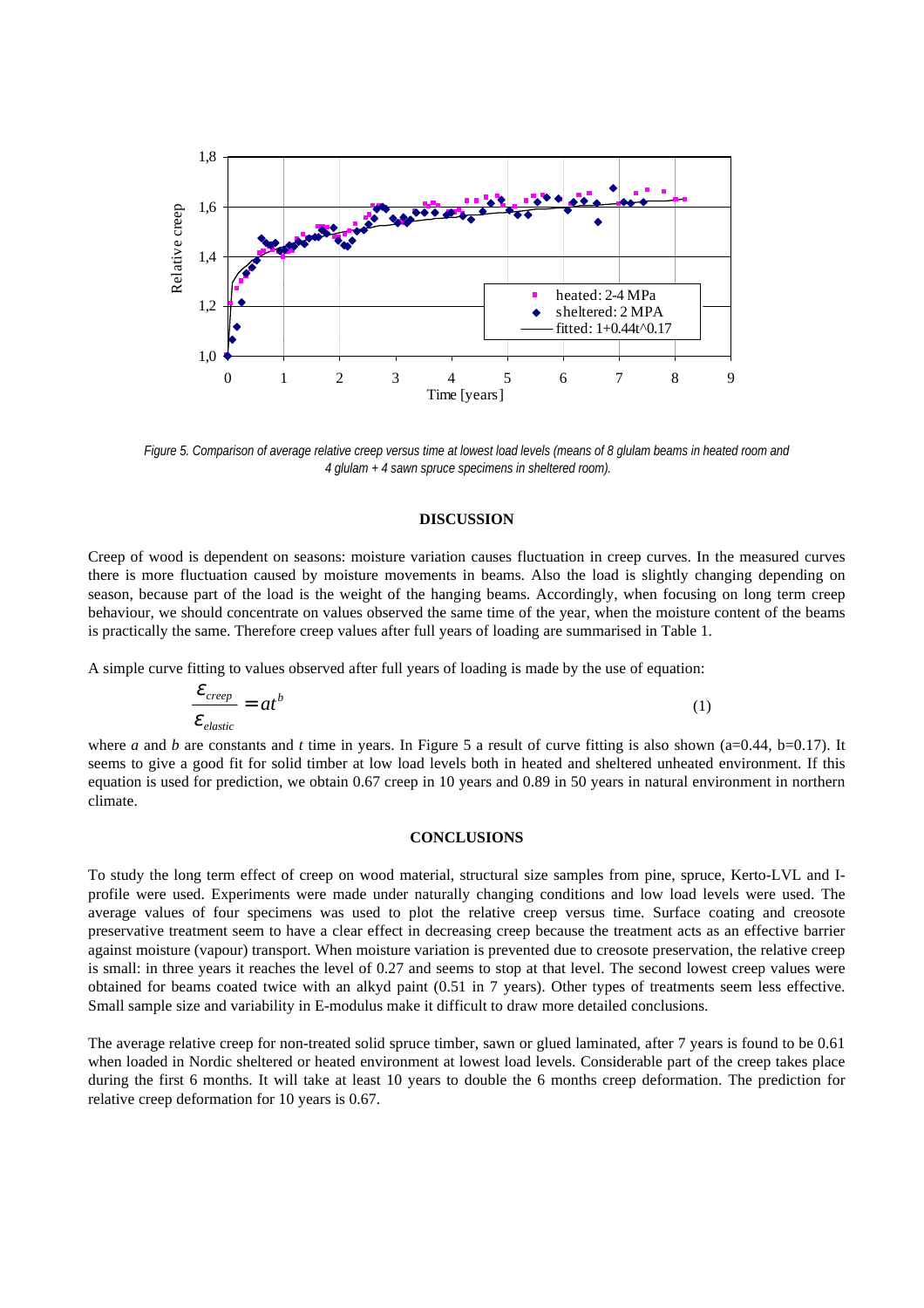*Figure 5. Comparison of average relative creep versus time at lowest load levels (means of 8 glulam beams in heated room and 4 glulam + 4 sawn spruce specimens in sheltered room).*

## DISCUSSION

Creep of wood is dependent on seasons: moisture variation causes fluctuation in creep curves. In the measured curves there is more fluctuation caused by moisture movements in beams. Also the load is slightly changing depending on season, because part of the load is the weight of the hanging beams. Accordingly, when focusing on long term creep behaviour, we should concentrate on values observed the same time of the year, when the moisture content of the beams is practically the same. Therefore creep values after full years of loading are summarised in Table 1.

A simple curve fitting to values observed after full years of loading is made by the use of equation:

$$\frac{\varepsilon_{creep}}{\varepsilon_{elastic}} = at^b \tag{1}$$

where $a$ and $b$ are constants and $t$ time in years. In Figure 5 a result of curve fitting is also shown (a=0.44, b=0.17). It seems to give a good fit for solid timber at low load levels both in heated and sheltered unheated environment. If this equation is used for prediction, we obtain 0.67 creep in 10 years and 0.89 in 50 years in natural environment in northern climate.

## CONCLUSIONS

To study the long term effect of creep on wood material, structural size samples from pine, spruce, Kerto-LVL and I-profile were used. Experiments were made under naturally changing conditions and low load levels were used. The average values of four specimens was used to plot the relative creep versus time. Surface coating and creosote preservative treatment seem to have a clear effect in decreasing creep because the treatment acts as an effective barrier against moisture (vapour) transport. When moisture variation is prevented due to creosote preservation, the relative creep is small: in three years it reaches the level of 0.27 and seems to stop at that level. The second lowest creep values were obtained for beams coated twice with an alkyd paint (0.51 in 7 years). Other types of treatments seem less effective. Small sample size and variability in E-modulus make it difficult to draw more detailed conclusions.

The average relative creep for non-treated solid spruce timber, sawn or glued laminated, after 7 years is found to be 0.61 when loaded in Nordic sheltered or heated environment at lowest load levels. Considerable part of the creep takes place during the first 6 months. It will take at least 10 years to double the 6 months creep deformation. The prediction for relative creep deformation for 10 years is 0.67.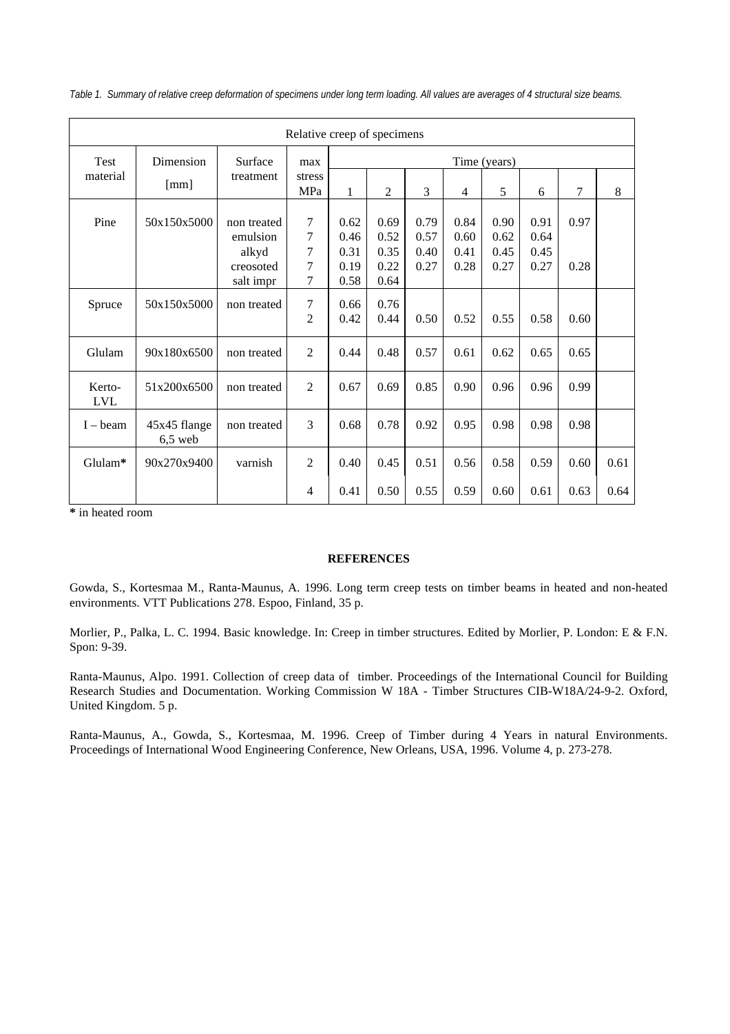*Table 1. Summary of relative creep deformation of specimens under long term loading. All values are averages of 4 structural size beams.*

| Relative creep of specimens | | | | | | | | | | | |
|---|---|---|---|---|---|---|---|---|---|---|---|
| Test material | Dimension [mm] | Surface treatment | max stress MPa | Time (years) | | | | | | | |
| | | | | 1 | 2 | 3 | 4 | 5 | 6 | 7 | 8 |
| Pine | 50x150x5000 | non treated | 7 | 0.62 | 0.69 | 0.79 | 0.84 | 0.90 | 0.91 | 0.97 | |
| | | emulsion | 7 | 0.46 | 0.52 | 0.57 | 0.60 | 0.62 | 0.64 | | |
| | | alkyd | 7 | 0.31 | 0.35 | 0.40 | 0.41 | 0.45 | 0.45 | | |
| | | creosoted | 7 | 0.19 | 0.22 | 0.27 | 0.28 | 0.27 | 0.27 | 0.28 | |
| | | salt impr | 7 | 0.58 | 0.64 | | | | | | |
| Spruce | 50x150x5000 | non treated | 7 | 0.66 | 0.76 | | | | | | |
| | | | 2 | 0.42 | 0.44 | 0.50 | 0.52 | 0.55 | 0.58 | 0.60 | |
| Glulam | 90x180x6500 | non treated | 2 | 0.44 | 0.48 | 0.57 | 0.61 | 0.62 | 0.65 | 0.65 | |
| Kerto-LVL | 51x200x6500 | non treated | 2 | 0.67 | 0.69 | 0.85 | 0.90 | 0.96 | 0.96 | 0.99 | |
| I – beam | 45x45 flange 6,5 web | non treated | 3 | 0.68 | 0.78 | 0.92 | 0.95 | 0.98 | 0.98 | 0.98 | |
| Glulam* | 90x270x9400 | varnish | 2 | 0.40 | 0.45 | 0.51 | 0.56 | 0.58 | 0.59 | 0.60 | 0.61 |
| | | | 4 | 0.41 | 0.50 | 0.55 | 0.59 | 0.60 | 0.61 | 0.63 | 0.64 |

**\*** in heated room

## REFERENCES

Gowda, S., Kortesmaa M., Ranta-Maunus, A. 1996. Long term creep tests on timber beams in heated and non-heated environments. VTT Publications 278. Espoo, Finland, 35 p.

Morlier, P., Palka, L. C. 1994. Basic knowledge. In: Creep in timber structures. Edited by Morlier, P. London: E & F.N. Spon: 9-39.

Ranta-Maunus, Alpo. 1991. Collection of creep data of timber. Proceedings of the International Council for Building Research Studies and Documentation. Working Commission W 18A - Timber Structures CIB-W18A/24-9-2. Oxford, United Kingdom. 5 p.

Ranta-Maunus, A., Gowda, S., Kortesmaa, M. 1996. Creep of Timber during 4 Years in natural Environments. Proceedings of International Wood Engineering Conference, New Orleans, USA, 1996. Volume 4, p. 273-278.